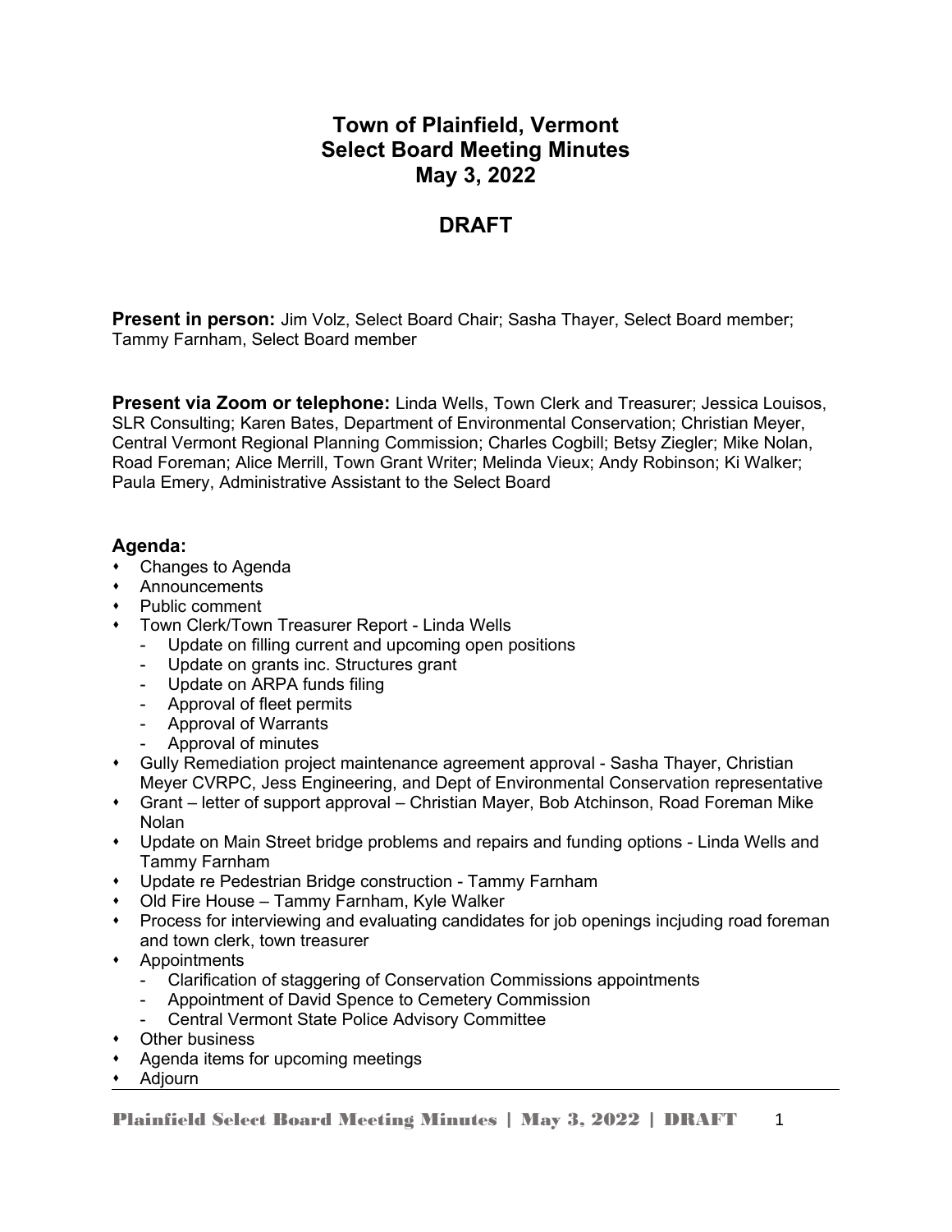# Town of Plainfield, Vermont
# Select Board Meeting Minutes
# May 3, 2022

## DRAFT

**Present in person:** Jim Volz, Select Board Chair; Sasha Thayer, Select Board member; Tammy Farnham, Select Board member

**Present via Zoom or telephone:** Linda Wells, Town Clerk and Treasurer; Jessica Louisos, SLR Consulting; Karen Bates, Department of Environmental Conservation; Christian Meyer, Central Vermont Regional Planning Commission; Charles Cogbill; Betsy Ziegler; Mike Nolan, Road Foreman; Alice Merrill, Town Grant Writer; Melinda Vieux; Andy Robinson; Ki Walker; Paula Emery, Administrative Assistant to the Select Board

### Agenda:

- Changes to Agenda
- Announcements
- Public comment
- Town Clerk/Town Treasurer Report - Linda Wells
  - Update on filling current and upcoming open positions
  - Update on grants inc. Structures grant
  - Update on ARPA funds filing
  - Approval of fleet permits
  - Approval of Warrants
  - Approval of minutes
- Gully Remediation project maintenance agreement approval - Sasha Thayer, Christian Meyer CVRPC, Jess Engineering, and Dept of Environmental Conservation representative
- Grant – letter of support approval – Christian Mayer, Bob Atchinson, Road Foreman Mike Nolan
- Update on Main Street bridge problems and repairs and funding options - Linda Wells and Tammy Farnham
- Update re Pedestrian Bridge construction - Tammy Farnham
- Old Fire House – Tammy Farnham, Kyle Walker
- Process for interviewing and evaluating candidates for job openings incjuding road foreman and town clerk, town treasurer
- Appointments
  - Clarification of staggering of Conservation Commissions appointments
  - Appointment of David Spence to Cemetery Commission
  - Central Vermont State Police Advisory Committee
- Other business
- Agenda items for upcoming meetings
- Adjourn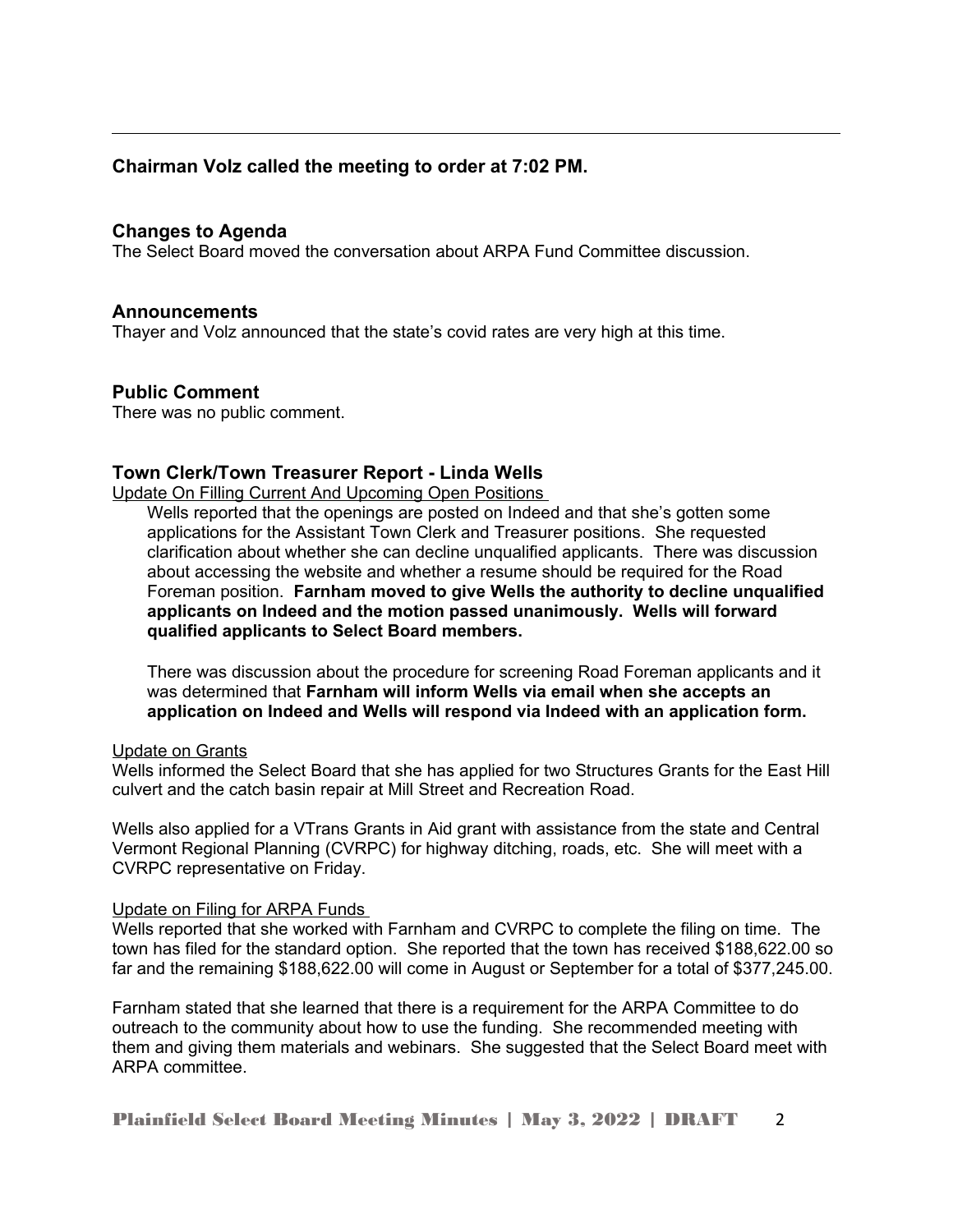**Chairman Volz called the meeting to order at 7:02 PM.**

## Changes to Agenda

The Select Board moved the conversation about ARPA Fund Committee discussion.

## Announcements

Thayer and Volz announced that the state's covid rates are very high at this time.

## Public Comment

There was no public comment.

## Town Clerk/Town Treasurer Report - Linda Wells

Update On Filling Current And Upcoming Open Positions

Wells reported that the openings are posted on Indeed and that she's gotten some applications for the Assistant Town Clerk and Treasurer positions. She requested clarification about whether she can decline unqualified applicants. There was discussion about accessing the website and whether a resume should be required for the Road Foreman position. **Farnham moved to give Wells the authority to decline unqualified applicants on Indeed and the motion passed unanimously. Wells will forward qualified applicants to Select Board members.**

There was discussion about the procedure for screening Road Foreman applicants and it was determined that **Farnham will inform Wells via email when she accepts an application on Indeed and Wells will respond via Indeed with an application form.**

Update on Grants

Wells informed the Select Board that she has applied for two Structures Grants for the East Hill culvert and the catch basin repair at Mill Street and Recreation Road.

Wells also applied for a VTrans Grants in Aid grant with assistance from the state and Central Vermont Regional Planning (CVRPC) for highway ditching, roads, etc. She will meet with a CVRPC representative on Friday.

Update on Filing for ARPA Funds

Wells reported that she worked with Farnham and CVRPC to complete the filing on time. The town has filed for the standard option. She reported that the town has received $188,622.00 so far and the remaining $188,622.00 will come in August or September for a total of $377,245.00.

Farnham stated that she learned that there is a requirement for the ARPA Committee to do outreach to the community about how to use the funding. She recommended meeting with them and giving them materials and webinars. She suggested that the Select Board meet with ARPA committee.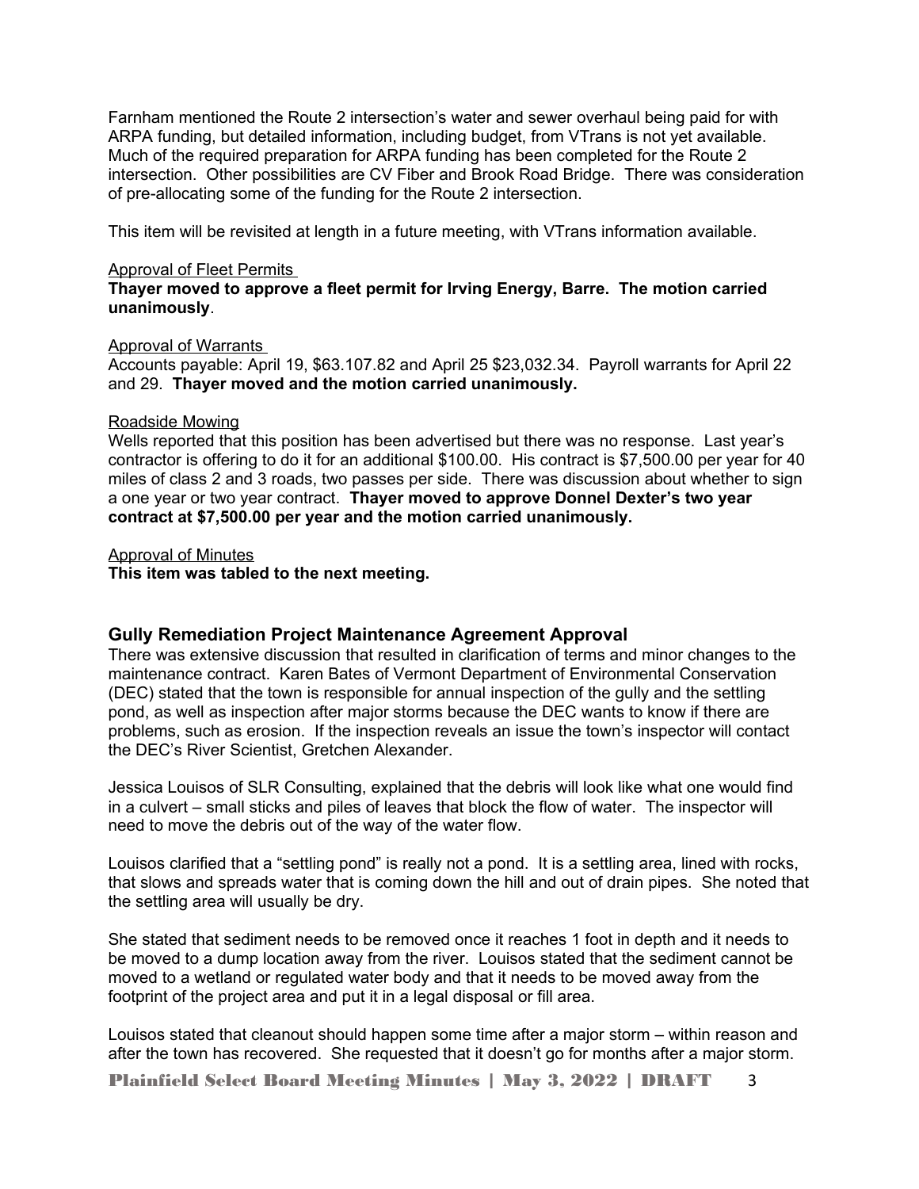Farnham mentioned the Route 2 intersection's water and sewer overhaul being paid for with ARPA funding, but detailed information, including budget, from VTrans is not yet available. Much of the required preparation for ARPA funding has been completed for the Route 2 intersection. Other possibilities are CV Fiber and Brook Road Bridge. There was consideration of pre-allocating some of the funding for the Route 2 intersection.

This item will be revisited at length in a future meeting, with VTrans information available.

Approval of Fleet Permits

**Thayer moved to approve a fleet permit for Irving Energy, Barre. The motion carried unanimously**.

Approval of Warrants

Accounts payable: April 19, $63.107.82 and April 25 $23,032.34. Payroll warrants for April 22 and 29. **Thayer moved and the motion carried unanimously.**

Roadside Mowing

Wells reported that this position has been advertised but there was no response. Last year's contractor is offering to do it for an additional $100.00. His contract is $7,500.00 per year for 40 miles of class 2 and 3 roads, two passes per side. There was discussion about whether to sign a one year or two year contract. **Thayer moved to approve Donnel Dexter's two year contract at $7,500.00 per year and the motion carried unanimously.**

Approval of Minutes

**This item was tabled to the next meeting.**

## Gully Remediation Project Maintenance Agreement Approval

There was extensive discussion that resulted in clarification of terms and minor changes to the maintenance contract. Karen Bates of Vermont Department of Environmental Conservation (DEC) stated that the town is responsible for annual inspection of the gully and the settling pond, as well as inspection after major storms because the DEC wants to know if there are problems, such as erosion. If the inspection reveals an issue the town's inspector will contact the DEC's River Scientist, Gretchen Alexander.

Jessica Louisos of SLR Consulting, explained that the debris will look like what one would find in a culvert – small sticks and piles of leaves that block the flow of water. The inspector will need to move the debris out of the way of the water flow.

Louisos clarified that a "settling pond" is really not a pond. It is a settling area, lined with rocks, that slows and spreads water that is coming down the hill and out of drain pipes. She noted that the settling area will usually be dry.

She stated that sediment needs to be removed once it reaches 1 foot in depth and it needs to be moved to a dump location away from the river. Louisos stated that the sediment cannot be moved to a wetland or regulated water body and that it needs to be moved away from the footprint of the project area and put it in a legal disposal or fill area.

Louisos stated that cleanout should happen some time after a major storm – within reason and after the town has recovered. She requested that it doesn't go for months after a major storm.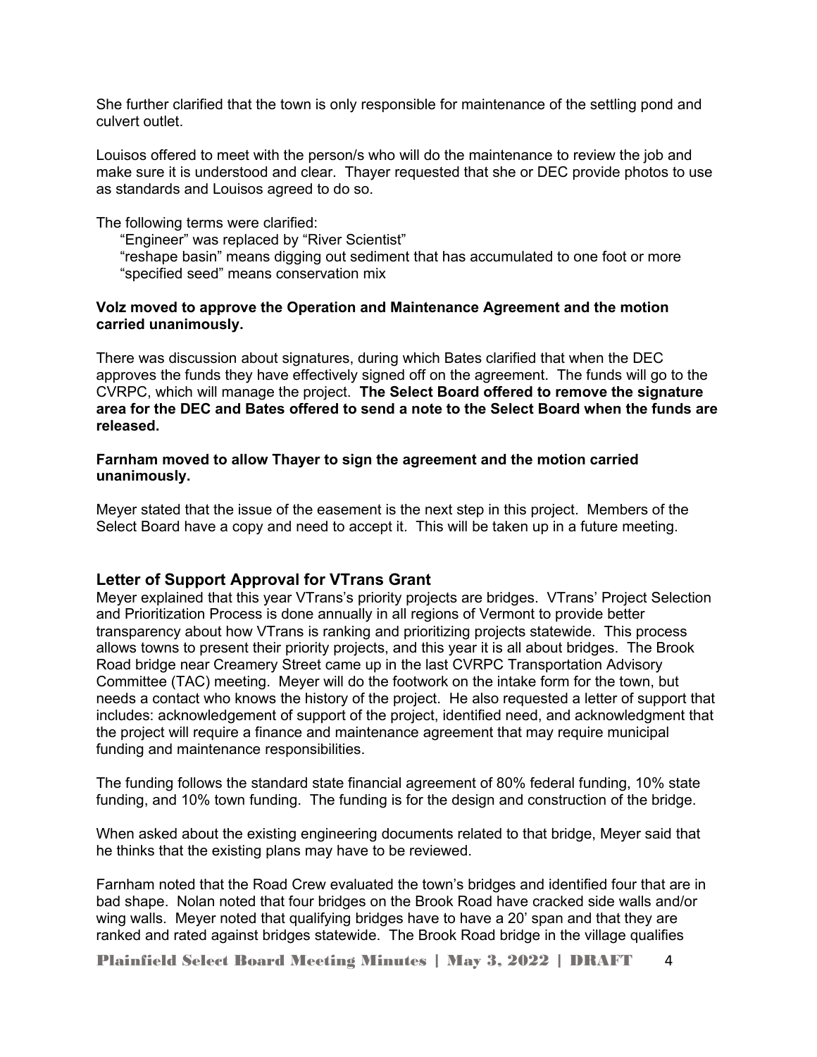She further clarified that the town is only responsible for maintenance of the settling pond and culvert outlet.

Louisos offered to meet with the person/s who will do the maintenance to review the job and make sure it is understood and clear. Thayer requested that she or DEC provide photos to use as standards and Louisos agreed to do so.

The following terms were clarified:

"Engineer" was replaced by "River Scientist"
"reshape basin" means digging out sediment that has accumulated to one foot or more
"specified seed" means conservation mix

**Volz moved to approve the Operation and Maintenance Agreement and the motion carried unanimously.**

There was discussion about signatures, during which Bates clarified that when the DEC approves the funds they have effectively signed off on the agreement. The funds will go to the CVRPC, which will manage the project. **The Select Board offered to remove the signature area for the DEC and Bates offered to send a note to the Select Board when the funds are released.**

**Farnham moved to allow Thayer to sign the agreement and the motion carried unanimously.**

Meyer stated that the issue of the easement is the next step in this project. Members of the Select Board have a copy and need to accept it. This will be taken up in a future meeting.

## Letter of Support Approval for VTrans Grant

Meyer explained that this year VTrans's priority projects are bridges. VTrans' Project Selection and Prioritization Process is done annually in all regions of Vermont to provide better transparency about how VTrans is ranking and prioritizing projects statewide. This process allows towns to present their priority projects, and this year it is all about bridges. The Brook Road bridge near Creamery Street came up in the last CVRPC Transportation Advisory Committee (TAC) meeting. Meyer will do the footwork on the intake form for the town, but needs a contact who knows the history of the project. He also requested a letter of support that includes: acknowledgement of support of the project, identified need, and acknowledgment that the project will require a finance and maintenance agreement that may require municipal funding and maintenance responsibilities.

The funding follows the standard state financial agreement of 80% federal funding, 10% state funding, and 10% town funding. The funding is for the design and construction of the bridge.

When asked about the existing engineering documents related to that bridge, Meyer said that he thinks that the existing plans may have to be reviewed.

Farnham noted that the Road Crew evaluated the town's bridges and identified four that are in bad shape. Nolan noted that four bridges on the Brook Road have cracked side walls and/or wing walls. Meyer noted that qualifying bridges have to have a 20' span and that they are ranked and rated against bridges statewide. The Brook Road bridge in the village qualifies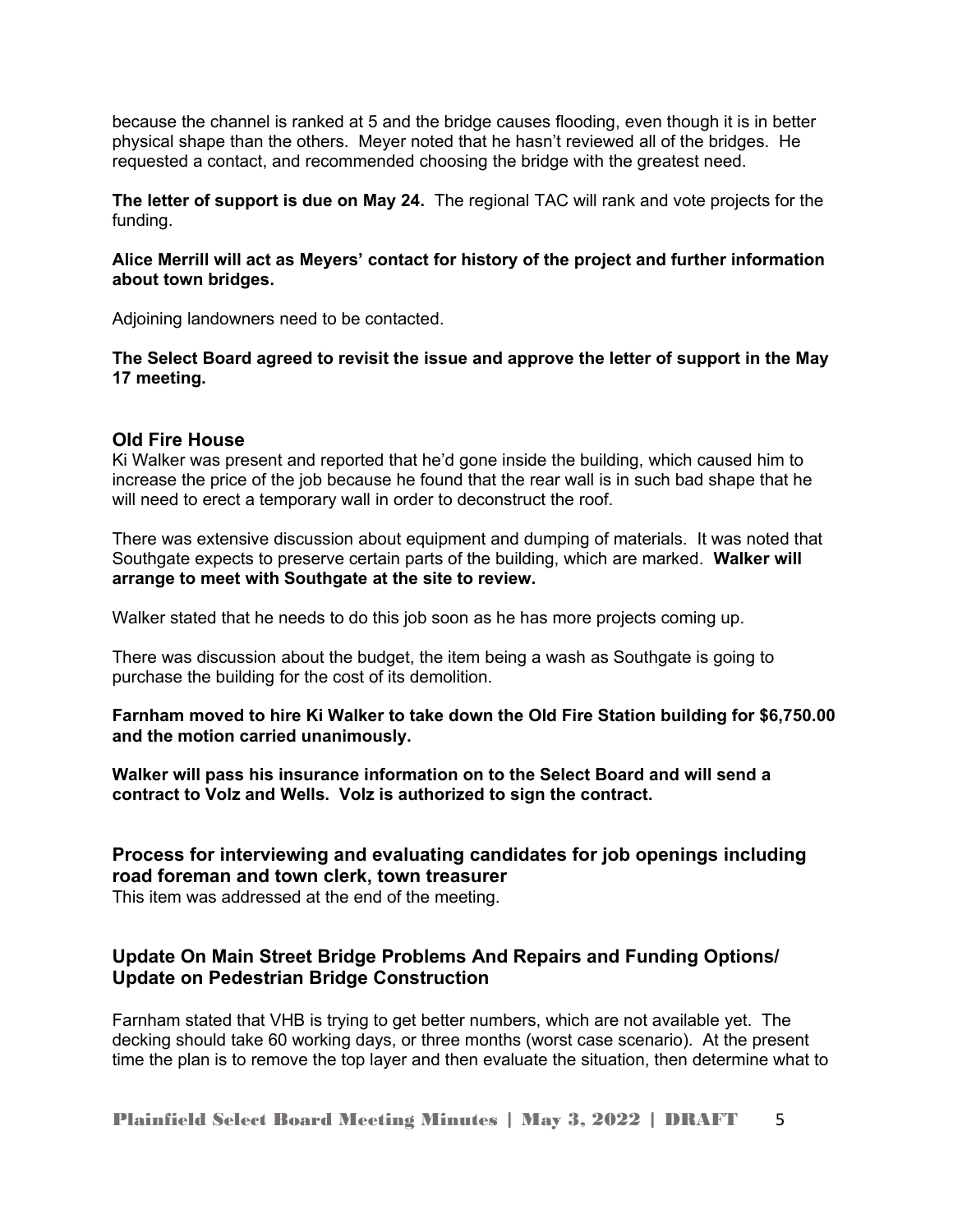because the channel is ranked at 5 and the bridge causes flooding, even though it is in better physical shape than the others. Meyer noted that he hasn't reviewed all of the bridges. He requested a contact, and recommended choosing the bridge with the greatest need.

**The letter of support is due on May 24.** The regional TAC will rank and vote projects for the funding.

**Alice Merrill will act as Meyers' contact for history of the project and further information about town bridges.**

Adjoining landowners need to be contacted.

**The Select Board agreed to revisit the issue and approve the letter of support in the May 17 meeting.**

## Old Fire House

Ki Walker was present and reported that he'd gone inside the building, which caused him to increase the price of the job because he found that the rear wall is in such bad shape that he will need to erect a temporary wall in order to deconstruct the roof.

There was extensive discussion about equipment and dumping of materials. It was noted that Southgate expects to preserve certain parts of the building, which are marked. **Walker will arrange to meet with Southgate at the site to review.**

Walker stated that he needs to do this job soon as he has more projects coming up.

There was discussion about the budget, the item being a wash as Southgate is going to purchase the building for the cost of its demolition.

**Farnham moved to hire Ki Walker to take down the Old Fire Station building for $6,750.00 and the motion carried unanimously.**

**Walker will pass his insurance information on to the Select Board and will send a contract to Volz and Wells. Volz is authorized to sign the contract.**

## Process for interviewing and evaluating candidates for job openings including road foreman and town clerk, town treasurer

This item was addressed at the end of the meeting.

## Update On Main Street Bridge Problems And Repairs and Funding Options/ Update on Pedestrian Bridge Construction

Farnham stated that VHB is trying to get better numbers, which are not available yet. The decking should take 60 working days, or three months (worst case scenario). At the present time the plan is to remove the top layer and then evaluate the situation, then determine what to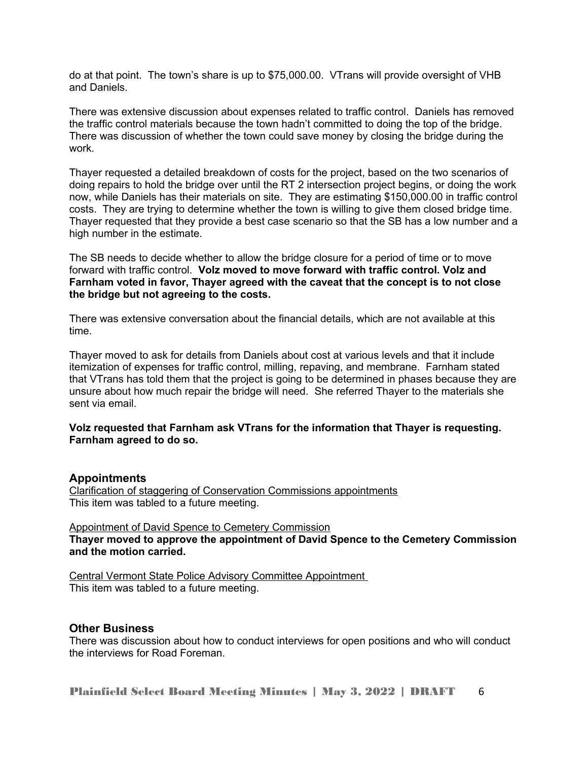do at that point. The town's share is up to $75,000.00. VTrans will provide oversight of VHB and Daniels.

There was extensive discussion about expenses related to traffic control. Daniels has removed the traffic control materials because the town hadn't committed to doing the top of the bridge. There was discussion of whether the town could save money by closing the bridge during the work.

Thayer requested a detailed breakdown of costs for the project, based on the two scenarios of doing repairs to hold the bridge over until the RT 2 intersection project begins, or doing the work now, while Daniels has their materials on site. They are estimating $150,000.00 in traffic control costs. They are trying to determine whether the town is willing to give them closed bridge time. Thayer requested that they provide a best case scenario so that the SB has a low number and a high number in the estimate.

The SB needs to decide whether to allow the bridge closure for a period of time or to move forward with traffic control. **Volz moved to move forward with traffic control. Volz and Farnham voted in favor, Thayer agreed with the caveat that the concept is to not close the bridge but not agreeing to the costs.**

There was extensive conversation about the financial details, which are not available at this time.

Thayer moved to ask for details from Daniels about cost at various levels and that it include itemization of expenses for traffic control, milling, repaving, and membrane. Farnham stated that VTrans has told them that the project is going to be determined in phases because they are unsure about how much repair the bridge will need. She referred Thayer to the materials she sent via email.

**Volz requested that Farnham ask VTrans for the information that Thayer is requesting. Farnham agreed to do so.**

## Appointments

Clarification of staggering of Conservation Commissions appointments
This item was tabled to a future meeting.

Appointment of David Spence to Cemetery Commission
**Thayer moved to approve the appointment of David Spence to the Cemetery Commission and the motion carried.**

Central Vermont State Police Advisory Committee Appointment
This item was tabled to a future meeting.

## Other Business

There was discussion about how to conduct interviews for open positions and who will conduct the interviews for Road Foreman.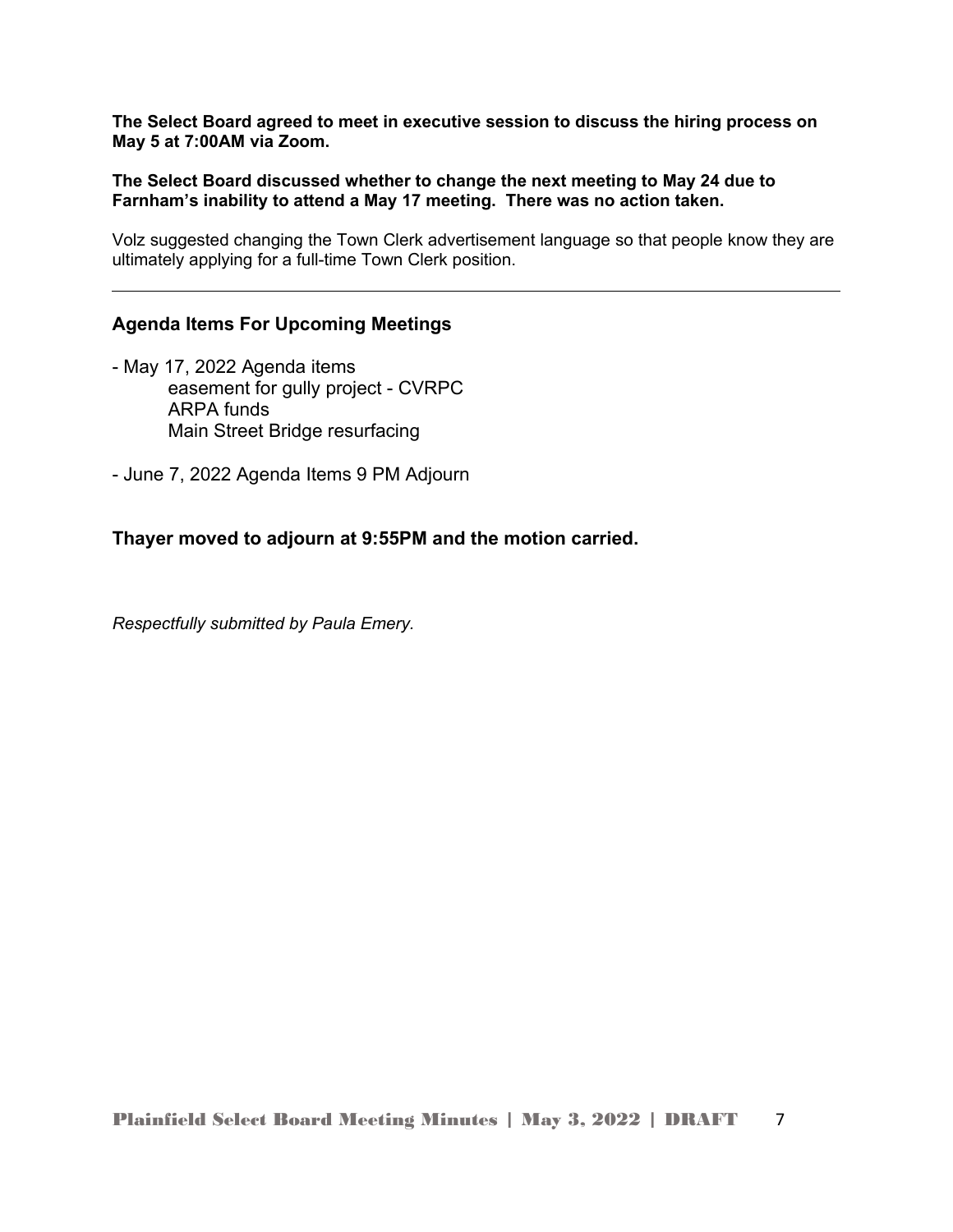**The Select Board agreed to meet in executive session to discuss the hiring process on May 5 at 7:00AM via Zoom.**

**The Select Board discussed whether to change the next meeting to May 24 due to Farnham's inability to attend a May 17 meeting. There was no action taken.**

Volz suggested changing the Town Clerk advertisement language so that people know they are ultimately applying for a full-time Town Clerk position.

---

### Agenda Items For Upcoming Meetings

- May 17, 2022 Agenda items
  - easement for gully project - CVRPC
  - ARPA funds
  - Main Street Bridge resurfacing

- June 7, 2022 Agenda Items 9 PM Adjourn

### Thayer moved to adjourn at 9:55PM and the motion carried.

*Respectfully submitted by Paula Emery.*